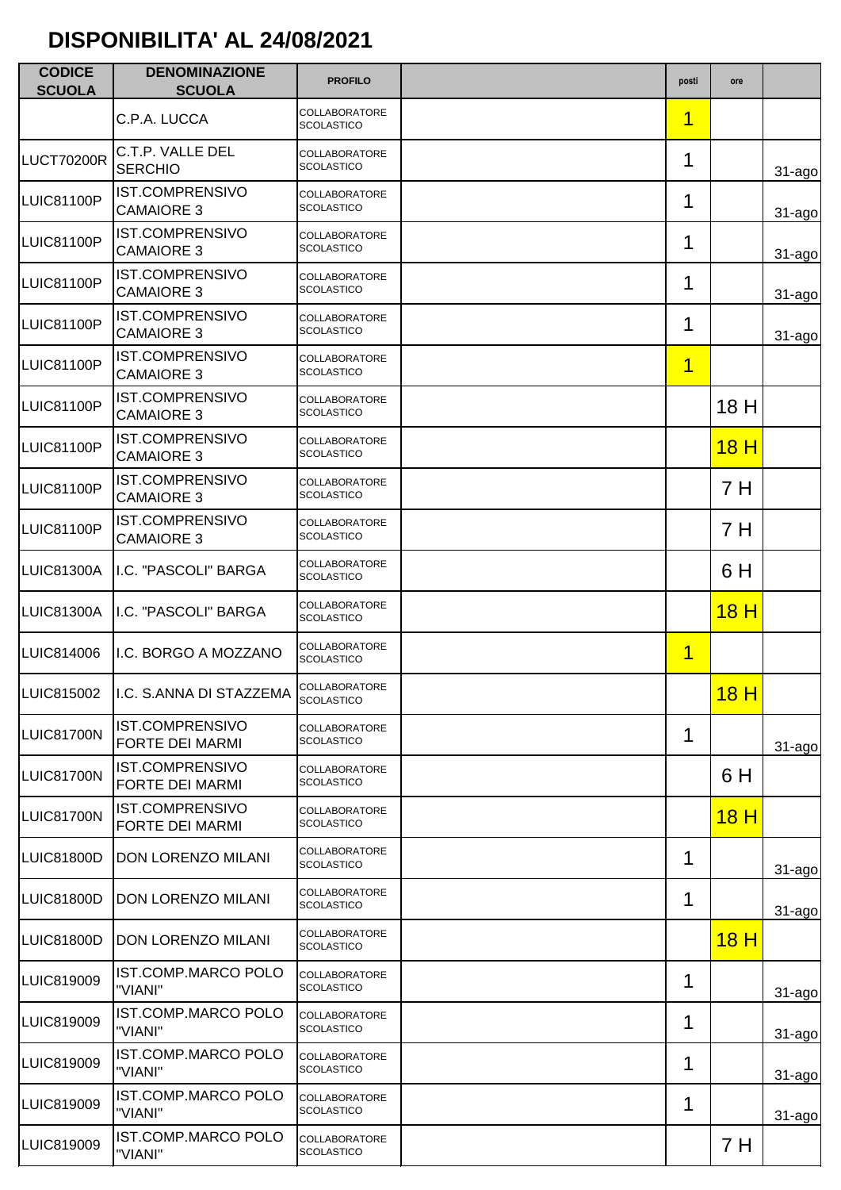# DISPONIBILITA' AL 24/08/2021

| CODICE SCUOLA | DENOMINAZIONE SCUOLA | PROFILO | | posti | ore | |
|---|---|---|---|---|---|---|
| | C.P.A. LUCCA | COLLABORATORE SCOLASTICO | | 1 | | |
| LUCT70200R | C.T.P. VALLE DEL SERCHIO | COLLABORATORE SCOLASTICO | | 1 | | 31-ago |
| LUIC81100P | IST.COMPRENSIVO CAMAIORE 3 | COLLABORATORE SCOLASTICO | | 1 | | 31-ago |
| LUIC81100P | IST.COMPRENSIVO CAMAIORE 3 | COLLABORATORE SCOLASTICO | | 1 | | 31-ago |
| LUIC81100P | IST.COMPRENSIVO CAMAIORE 3 | COLLABORATORE SCOLASTICO | | 1 | | 31-ago |
| LUIC81100P | IST.COMPRENSIVO CAMAIORE 3 | COLLABORATORE SCOLASTICO | | 1 | | 31-ago |
| LUIC81100P | IST.COMPRENSIVO CAMAIORE 3 | COLLABORATORE SCOLASTICO | | 1 | | |
| LUIC81100P | IST.COMPRENSIVO CAMAIORE 3 | COLLABORATORE SCOLASTICO | | | 18 H | |
| LUIC81100P | IST.COMPRENSIVO CAMAIORE 3 | COLLABORATORE SCOLASTICO | | | 18 H | |
| LUIC81100P | IST.COMPRENSIVO CAMAIORE 3 | COLLABORATORE SCOLASTICO | | | 7 H | |
| LUIC81100P | IST.COMPRENSIVO CAMAIORE 3 | COLLABORATORE SCOLASTICO | | | 7 H | |
| LUIC81300A | I.C. "PASCOLI" BARGA | COLLABORATORE SCOLASTICO | | | 6 H | |
| LUIC81300A | I.C. "PASCOLI" BARGA | COLLABORATORE SCOLASTICO | | | 18 H | |
| LUIC814006 | I.C. BORGO A MOZZANO | COLLABORATORE SCOLASTICO | | 1 | | |
| LUIC815002 | I.C. S.ANNA DI STAZZEMA | COLLABORATORE SCOLASTICO | | | 18 H | |
| LUIC81700N | IST.COMPRENSIVO FORTE DEI MARMI | COLLABORATORE SCOLASTICO | | 1 | | 31-ago |
| LUIC81700N | IST.COMPRENSIVO FORTE DEI MARMI | COLLABORATORE SCOLASTICO | | | 6 H | |
| LUIC81700N | IST.COMPRENSIVO FORTE DEI MARMI | COLLABORATORE SCOLASTICO | | | 18 H | |
| LUIC81800D | DON LORENZO MILANI | COLLABORATORE SCOLASTICO | | 1 | | 31-ago |
| LUIC81800D | DON LORENZO MILANI | COLLABORATORE SCOLASTICO | | 1 | | 31-ago |
| LUIC81800D | DON LORENZO MILANI | COLLABORATORE SCOLASTICO | | | 18 H | |
| LUIC819009 | IST.COMP.MARCO POLO "VIANI" | COLLABORATORE SCOLASTICO | | 1 | | 31-ago |
| LUIC819009 | IST.COMP.MARCO POLO "VIANI" | COLLABORATORE SCOLASTICO | | 1 | | 31-ago |
| LUIC819009 | IST.COMP.MARCO POLO "VIANI" | COLLABORATORE SCOLASTICO | | 1 | | 31-ago |
| LUIC819009 | IST.COMP.MARCO POLO "VIANI" | COLLABORATORE SCOLASTICO | | 1 | | 31-ago |
| LUIC819009 | IST.COMP.MARCO POLO "VIANI" | COLLABORATORE SCOLASTICO | | | 7 H | |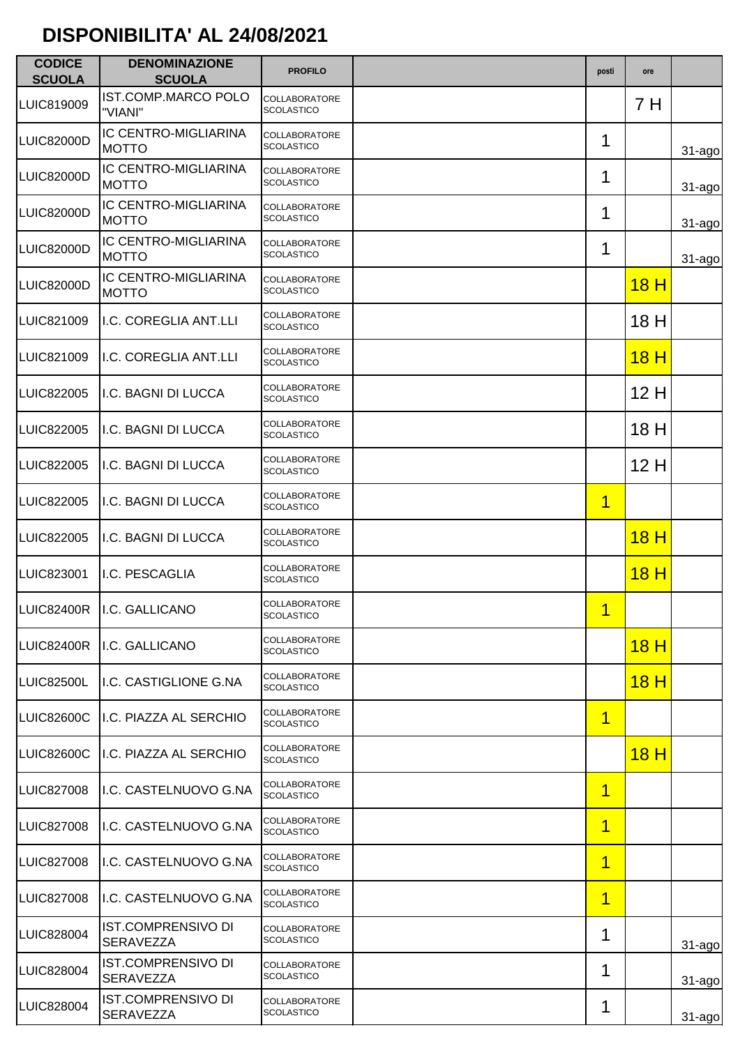## DISPONIBILITA' AL 24/08/2021

| CODICE SCUOLA | DENOMINAZIONE SCUOLA | PROFILO | | posti | ore | |
|---|---|---|---|---|---|---|
| LUIC819009 | IST.COMP.MARCO POLO "VIANI" | COLLABORATORE SCOLASTICO | | | 7 H | |
| LUIC82000D | IC CENTRO-MIGLIARINA MOTTO | COLLABORATORE SCOLASTICO | | 1 | | 31-ago |
| LUIC82000D | IC CENTRO-MIGLIARINA MOTTO | COLLABORATORE SCOLASTICO | | 1 | | 31-ago |
| LUIC82000D | IC CENTRO-MIGLIARINA MOTTO | COLLABORATORE SCOLASTICO | | 1 | | 31-ago |
| LUIC82000D | IC CENTRO-MIGLIARINA MOTTO | COLLABORATORE SCOLASTICO | | 1 | | 31-ago |
| LUIC82000D | IC CENTRO-MIGLIARINA MOTTO | COLLABORATORE SCOLASTICO | | | 18 H | |
| LUIC821009 | I.C. COREGLIA ANT.LLI | COLLABORATORE SCOLASTICO | | | 18 H | |
| LUIC821009 | I.C. COREGLIA ANT.LLI | COLLABORATORE SCOLASTICO | | | 18 H | |
| LUIC822005 | I.C. BAGNI DI LUCCA | COLLABORATORE SCOLASTICO | | | 12 H | |
| LUIC822005 | I.C. BAGNI DI LUCCA | COLLABORATORE SCOLASTICO | | | 18 H | |
| LUIC822005 | I.C. BAGNI DI LUCCA | COLLABORATORE SCOLASTICO | | | 12 H | |
| LUIC822005 | I.C. BAGNI DI LUCCA | COLLABORATORE SCOLASTICO | | 1 | | |
| LUIC822005 | I.C. BAGNI DI LUCCA | COLLABORATORE SCOLASTICO | | | 18 H | |
| LUIC823001 | I.C. PESCAGLIA | COLLABORATORE SCOLASTICO | | | 18 H | |
| LUIC82400R | I.C. GALLICANO | COLLABORATORE SCOLASTICO | | 1 | | |
| LUIC82400R | I.C. GALLICANO | COLLABORATORE SCOLASTICO | | | 18 H | |
| LUIC82500L | I.C. CASTIGLIONE G.NA | COLLABORATORE SCOLASTICO | | | 18 H | |
| LUIC82600C | I.C. PIAZZA AL SERCHIO | COLLABORATORE SCOLASTICO | | 1 | | |
| LUIC82600C | I.C. PIAZZA AL SERCHIO | COLLABORATORE SCOLASTICO | | | 18 H | |
| LUIC827008 | I.C. CASTELNUOVO G.NA | COLLABORATORE SCOLASTICO | | 1 | | |
| LUIC827008 | I.C. CASTELNUOVO G.NA | COLLABORATORE SCOLASTICO | | 1 | | |
| LUIC827008 | I.C. CASTELNUOVO G.NA | COLLABORATORE SCOLASTICO | | 1 | | |
| LUIC827008 | I.C. CASTELNUOVO G.NA | COLLABORATORE SCOLASTICO | | 1 | | |
| LUIC828004 | IST.COMPRENSIVO DI SERAVEZZA | COLLABORATORE SCOLASTICO | | 1 | | 31-ago |
| LUIC828004 | IST.COMPRENSIVO DI SERAVEZZA | COLLABORATORE SCOLASTICO | | 1 | | 31-ago |
| LUIC828004 | IST.COMPRENSIVO DI SERAVEZZA | COLLABORATORE SCOLASTICO | | 1 | | 31-ago |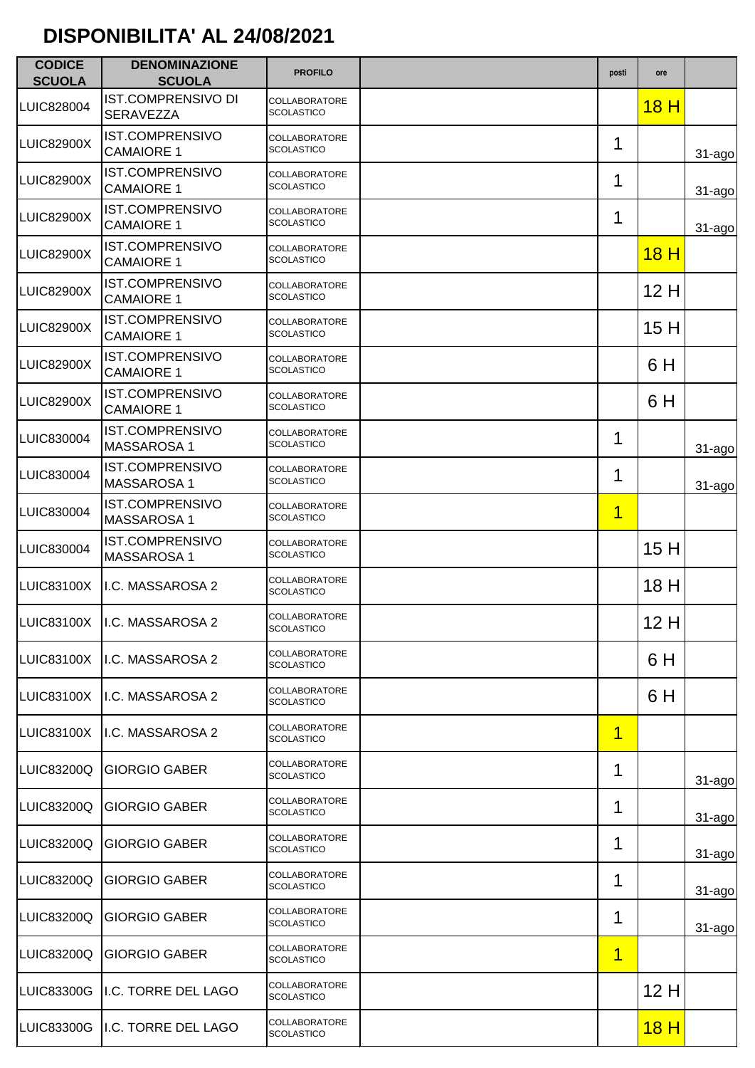# DISPONIBILITA' AL 24/08/2021

| CODICE SCUOLA | DENOMINAZIONE SCUOLA | PROFILO | | posti | ore | |
|---|---|---|---|---|---|---|
| LUIC828004 | IST.COMPRENSIVO DI SERAVEZZA | COLLABORATORE SCOLASTICO | | | 18 H | |
| LUIC82900X | IST.COMPRENSIVO CAMAIORE 1 | COLLABORATORE SCOLASTICO | | 1 | | 31-ago |
| LUIC82900X | IST.COMPRENSIVO CAMAIORE 1 | COLLABORATORE SCOLASTICO | | 1 | | 31-ago |
| LUIC82900X | IST.COMPRENSIVO CAMAIORE 1 | COLLABORATORE SCOLASTICO | | 1 | | 31-ago |
| LUIC82900X | IST.COMPRENSIVO CAMAIORE 1 | COLLABORATORE SCOLASTICO | | | 18 H | |
| LUIC82900X | IST.COMPRENSIVO CAMAIORE 1 | COLLABORATORE SCOLASTICO | | | 12 H | |
| LUIC82900X | IST.COMPRENSIVO CAMAIORE 1 | COLLABORATORE SCOLASTICO | | | 15 H | |
| LUIC82900X | IST.COMPRENSIVO CAMAIORE 1 | COLLABORATORE SCOLASTICO | | | 6 H | |
| LUIC82900X | IST.COMPRENSIVO CAMAIORE 1 | COLLABORATORE SCOLASTICO | | | 6 H | |
| LUIC830004 | IST.COMPRENSIVO MASSAROSA 1 | COLLABORATORE SCOLASTICO | | 1 | | 31-ago |
| LUIC830004 | IST.COMPRENSIVO MASSAROSA 1 | COLLABORATORE SCOLASTICO | | 1 | | 31-ago |
| LUIC830004 | IST.COMPRENSIVO MASSAROSA 1 | COLLABORATORE SCOLASTICO | | 1 | | |
| LUIC830004 | IST.COMPRENSIVO MASSAROSA 1 | COLLABORATORE SCOLASTICO | | | 15 H | |
| LUIC83100X | I.C. MASSAROSA 2 | COLLABORATORE SCOLASTICO | | | 18 H | |
| LUIC83100X | I.C. MASSAROSA 2 | COLLABORATORE SCOLASTICO | | | 12 H | |
| LUIC83100X | I.C. MASSAROSA 2 | COLLABORATORE SCOLASTICO | | | 6 H | |
| LUIC83100X | I.C. MASSAROSA 2 | COLLABORATORE SCOLASTICO | | | 6 H | |
| LUIC83100X | I.C. MASSAROSA 2 | COLLABORATORE SCOLASTICO | | 1 | | |
| LUIC83200Q | GIORGIO GABER | COLLABORATORE SCOLASTICO | | 1 | | 31-ago |
| LUIC83200Q | GIORGIO GABER | COLLABORATORE SCOLASTICO | | 1 | | 31-ago |
| LUIC83200Q | GIORGIO GABER | COLLABORATORE SCOLASTICO | | 1 | | 31-ago |
| LUIC83200Q | GIORGIO GABER | COLLABORATORE SCOLASTICO | | 1 | | 31-ago |
| LUIC83200Q | GIORGIO GABER | COLLABORATORE SCOLASTICO | | 1 | | 31-ago |
| LUIC83200Q | GIORGIO GABER | COLLABORATORE SCOLASTICO | | 1 | | |
| LUIC83300G | I.C. TORRE DEL LAGO | COLLABORATORE SCOLASTICO | | | 12 H | |
| LUIC83300G | I.C. TORRE DEL LAGO | COLLABORATORE SCOLASTICO | | | 18 H | |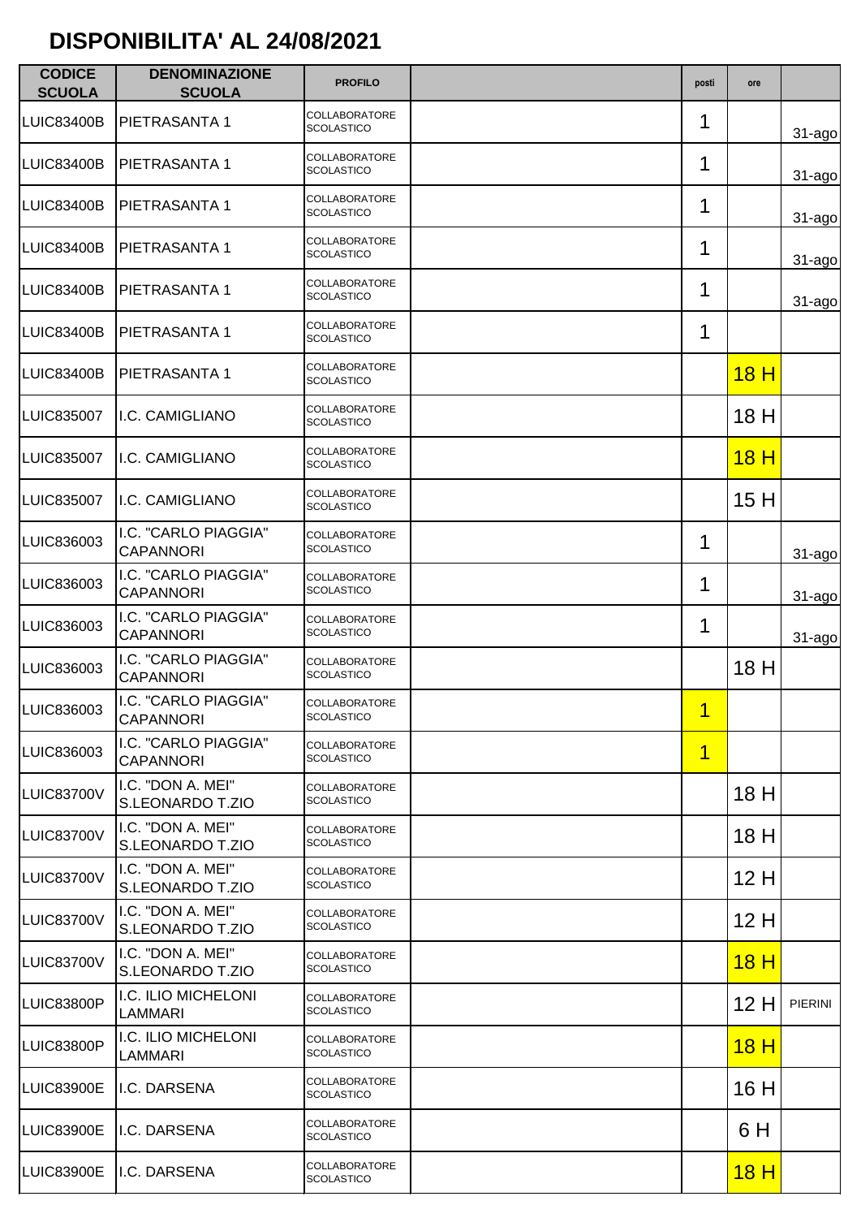## DISPONIBILITA' AL 24/08/2021

| CODICE SCUOLA | DENOMINAZIONE SCUOLA | PROFILO | | posti | ore | |
|---|---|---|---|---|---|---|
| LUIC83400B | PIETRASANTA 1 | COLLABORATORE SCOLASTICO | | 1 | | 31-ago |
| LUIC83400B | PIETRASANTA 1 | COLLABORATORE SCOLASTICO | | 1 | | 31-ago |
| LUIC83400B | PIETRASANTA 1 | COLLABORATORE SCOLASTICO | | 1 | | 31-ago |
| LUIC83400B | PIETRASANTA 1 | COLLABORATORE SCOLASTICO | | 1 | | 31-ago |
| LUIC83400B | PIETRASANTA 1 | COLLABORATORE SCOLASTICO | | 1 | | 31-ago |
| LUIC83400B | PIETRASANTA 1 | COLLABORATORE SCOLASTICO | | 1 | | |
| LUIC83400B | PIETRASANTA 1 | COLLABORATORE SCOLASTICO | | | 18 H | |
| LUIC835007 | I.C. CAMIGLIANO | COLLABORATORE SCOLASTICO | | | 18 H | |
| LUIC835007 | I.C. CAMIGLIANO | COLLABORATORE SCOLASTICO | | | 18 H | |
| LUIC835007 | I.C. CAMIGLIANO | COLLABORATORE SCOLASTICO | | | 15 H | |
| LUIC836003 | I.C. "CARLO PIAGGIA" CAPANNORI | COLLABORATORE SCOLASTICO | | 1 | | 31-ago |
| LUIC836003 | I.C. "CARLO PIAGGIA" CAPANNORI | COLLABORATORE SCOLASTICO | | 1 | | 31-ago |
| LUIC836003 | I.C. "CARLO PIAGGIA" CAPANNORI | COLLABORATORE SCOLASTICO | | 1 | | 31-ago |
| LUIC836003 | I.C. "CARLO PIAGGIA" CAPANNORI | COLLABORATORE SCOLASTICO | | | 18 H | |
| LUIC836003 | I.C. "CARLO PIAGGIA" CAPANNORI | COLLABORATORE SCOLASTICO | | 1 | | |
| LUIC836003 | I.C. "CARLO PIAGGIA" CAPANNORI | COLLABORATORE SCOLASTICO | | 1 | | |
| LUIC83700V | I.C. "DON A. MEI" S.LEONARDO T.ZIO | COLLABORATORE SCOLASTICO | | | 18 H | |
| LUIC83700V | I.C. "DON A. MEI" S.LEONARDO T.ZIO | COLLABORATORE SCOLASTICO | | | 18 H | |
| LUIC83700V | I.C. "DON A. MEI" S.LEONARDO T.ZIO | COLLABORATORE SCOLASTICO | | | 12 H | |
| LUIC83700V | I.C. "DON A. MEI" S.LEONARDO T.ZIO | COLLABORATORE SCOLASTICO | | | 12 H | |
| LUIC83700V | I.C. "DON A. MEI" S.LEONARDO T.ZIO | COLLABORATORE SCOLASTICO | | | 18 H | |
| LUIC83800P | I.C. ILIO MICHELONI LAMMARI | COLLABORATORE SCOLASTICO | | | 12 H | PIERINI |
| LUIC83800P | I.C. ILIO MICHELONI LAMMARI | COLLABORATORE SCOLASTICO | | | 18 H | |
| LUIC83900E | I.C. DARSENA | COLLABORATORE SCOLASTICO | | | 16 H | |
| LUIC83900E | I.C. DARSENA | COLLABORATORE SCOLASTICO | | | 6 H | |
| LUIC83900E | I.C. DARSENA | COLLABORATORE SCOLASTICO | | | 18 H | |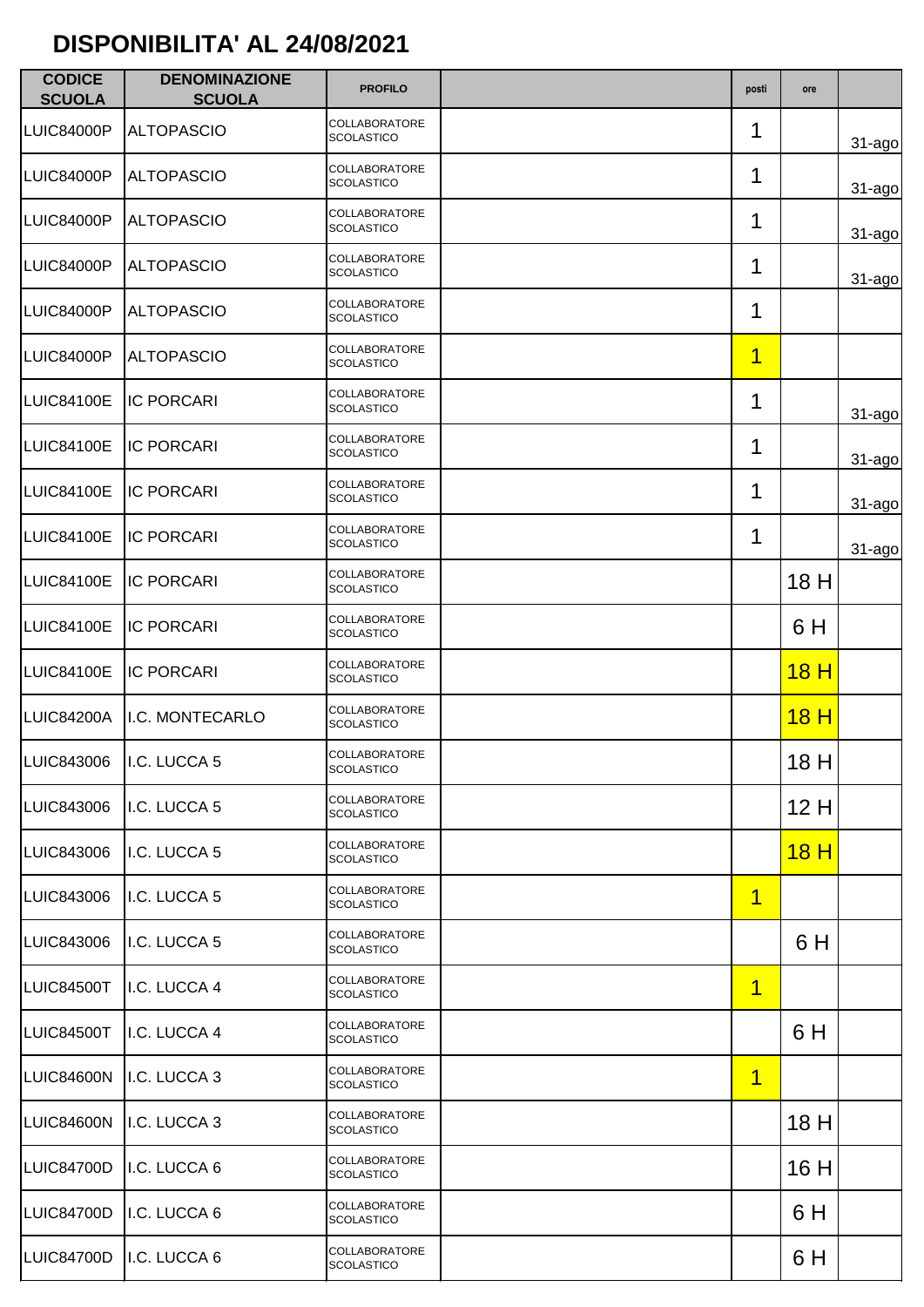# DISPONIBILITA' AL 24/08/2021

| CODICE SCUOLA | DENOMINAZIONE SCUOLA | PROFILO | | posti | ore | |
|---|---|---|---|---|---|---|
| LUIC84000P | ALTOPASCIO | COLLABORATORE SCOLASTICO | | 1 | | 31-ago |
| LUIC84000P | ALTOPASCIO | COLLABORATORE SCOLASTICO | | 1 | | 31-ago |
| LUIC84000P | ALTOPASCIO | COLLABORATORE SCOLASTICO | | 1 | | 31-ago |
| LUIC84000P | ALTOPASCIO | COLLABORATORE SCOLASTICO | | 1 | | 31-ago |
| LUIC84000P | ALTOPASCIO | COLLABORATORE SCOLASTICO | | 1 | | |
| LUIC84000P | ALTOPASCIO | COLLABORATORE SCOLASTICO | | 1 | | |
| LUIC84100E | IC PORCARI | COLLABORATORE SCOLASTICO | | 1 | | 31-ago |
| LUIC84100E | IC PORCARI | COLLABORATORE SCOLASTICO | | 1 | | 31-ago |
| LUIC84100E | IC PORCARI | COLLABORATORE SCOLASTICO | | 1 | | 31-ago |
| LUIC84100E | IC PORCARI | COLLABORATORE SCOLASTICO | | 1 | | 31-ago |
| LUIC84100E | IC PORCARI | COLLABORATORE SCOLASTICO | | | 18 H | |
| LUIC84100E | IC PORCARI | COLLABORATORE SCOLASTICO | | | 6 H | |
| LUIC84100E | IC PORCARI | COLLABORATORE SCOLASTICO | | | 18 H | |
| LUIC84200A | I.C. MONTECARLO | COLLABORATORE SCOLASTICO | | | 18 H | |
| LUIC843006 | I.C. LUCCA 5 | COLLABORATORE SCOLASTICO | | | 18 H | |
| LUIC843006 | I.C. LUCCA 5 | COLLABORATORE SCOLASTICO | | | 12 H | |
| LUIC843006 | I.C. LUCCA 5 | COLLABORATORE SCOLASTICO | | | 18 H | |
| LUIC843006 | I.C. LUCCA 5 | COLLABORATORE SCOLASTICO | | 1 | | |
| LUIC843006 | I.C. LUCCA 5 | COLLABORATORE SCOLASTICO | | | 6 H | |
| LUIC84500T | I.C. LUCCA 4 | COLLABORATORE SCOLASTICO | | 1 | | |
| LUIC84500T | I.C. LUCCA 4 | COLLABORATORE SCOLASTICO | | | 6 H | |
| LUIC84600N | I.C. LUCCA 3 | COLLABORATORE SCOLASTICO | | 1 | | |
| LUIC84600N | I.C. LUCCA 3 | COLLABORATORE SCOLASTICO | | | 18 H | |
| LUIC84700D | I.C. LUCCA 6 | COLLABORATORE SCOLASTICO | | | 16 H | |
| LUIC84700D | I.C. LUCCA 6 | COLLABORATORE SCOLASTICO | | | 6 H | |
| LUIC84700D | I.C. LUCCA 6 | COLLABORATORE SCOLASTICO | | | 6 H | |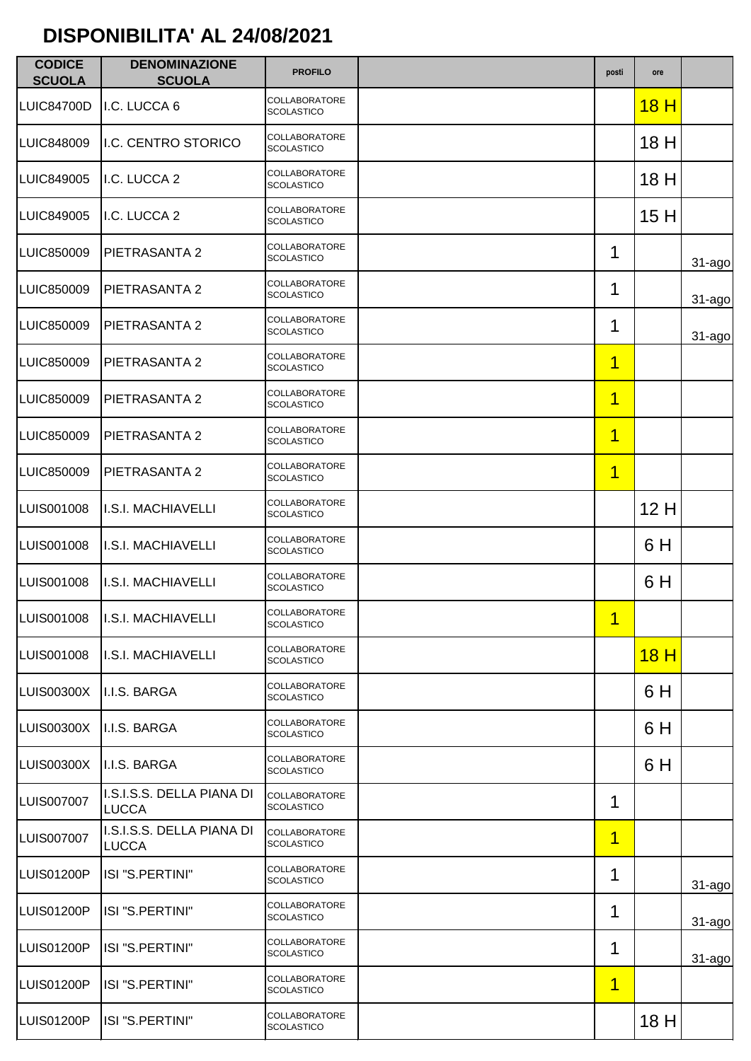**DISPONIBILITA' AL 24/08/2021**

| CODICE SCUOLA | DENOMINAZIONE SCUOLA | PROFILO | | posti | ore | |
|---|---|---|---|---|---|---|
| LUIC84700D | I.C. LUCCA 6 | COLLABORATORE SCOLASTICO | | | 18 H | |
| LUIC848009 | I.C. CENTRO STORICO | COLLABORATORE SCOLASTICO | | | 18 H | |
| LUIC849005 | I.C. LUCCA 2 | COLLABORATORE SCOLASTICO | | | 18 H | |
| LUIC849005 | I.C. LUCCA 2 | COLLABORATORE SCOLASTICO | | | 15 H | |
| LUIC850009 | PIETRASANTA 2 | COLLABORATORE SCOLASTICO | | 1 | | 31-ago |
| LUIC850009 | PIETRASANTA 2 | COLLABORATORE SCOLASTICO | | 1 | | 31-ago |
| LUIC850009 | PIETRASANTA 2 | COLLABORATORE SCOLASTICO | | 1 | | 31-ago |
| LUIC850009 | PIETRASANTA 2 | COLLABORATORE SCOLASTICO | | 1 | | |
| LUIC850009 | PIETRASANTA 2 | COLLABORATORE SCOLASTICO | | 1 | | |
| LUIC850009 | PIETRASANTA 2 | COLLABORATORE SCOLASTICO | | 1 | | |
| LUIC850009 | PIETRASANTA 2 | COLLABORATORE SCOLASTICO | | 1 | | |
| LUIS001008 | I.S.I. MACHIAVELLI | COLLABORATORE SCOLASTICO | | | 12 H | |
| LUIS001008 | I.S.I. MACHIAVELLI | COLLABORATORE SCOLASTICO | | | 6 H | |
| LUIS001008 | I.S.I. MACHIAVELLI | COLLABORATORE SCOLASTICO | | | 6 H | |
| LUIS001008 | I.S.I. MACHIAVELLI | COLLABORATORE SCOLASTICO | | 1 | | |
| LUIS001008 | I.S.I. MACHIAVELLI | COLLABORATORE SCOLASTICO | | | 18 H | |
| LUIS00300X | I.I.S. BARGA | COLLABORATORE SCOLASTICO | | | 6 H | |
| LUIS00300X | I.I.S. BARGA | COLLABORATORE SCOLASTICO | | | 6 H | |
| LUIS00300X | I.I.S. BARGA | COLLABORATORE SCOLASTICO | | | 6 H | |
| LUIS007007 | I.S.I.S.S. DELLA PIANA DI LUCCA | COLLABORATORE SCOLASTICO | | 1 | | |
| LUIS007007 | I.S.I.S.S. DELLA PIANA DI LUCCA | COLLABORATORE SCOLASTICO | | 1 | | |
| LUIS01200P | ISI "S.PERTINI" | COLLABORATORE SCOLASTICO | | 1 | | 31-ago |
| LUIS01200P | ISI "S.PERTINI" | COLLABORATORE SCOLASTICO | | 1 | | 31-ago |
| LUIS01200P | ISI "S.PERTINI" | COLLABORATORE SCOLASTICO | | 1 | | 31-ago |
| LUIS01200P | ISI "S.PERTINI" | COLLABORATORE SCOLASTICO | | 1 | | |
| LUIS01200P | ISI "S.PERTINI" | COLLABORATORE SCOLASTICO | | | 18 H | |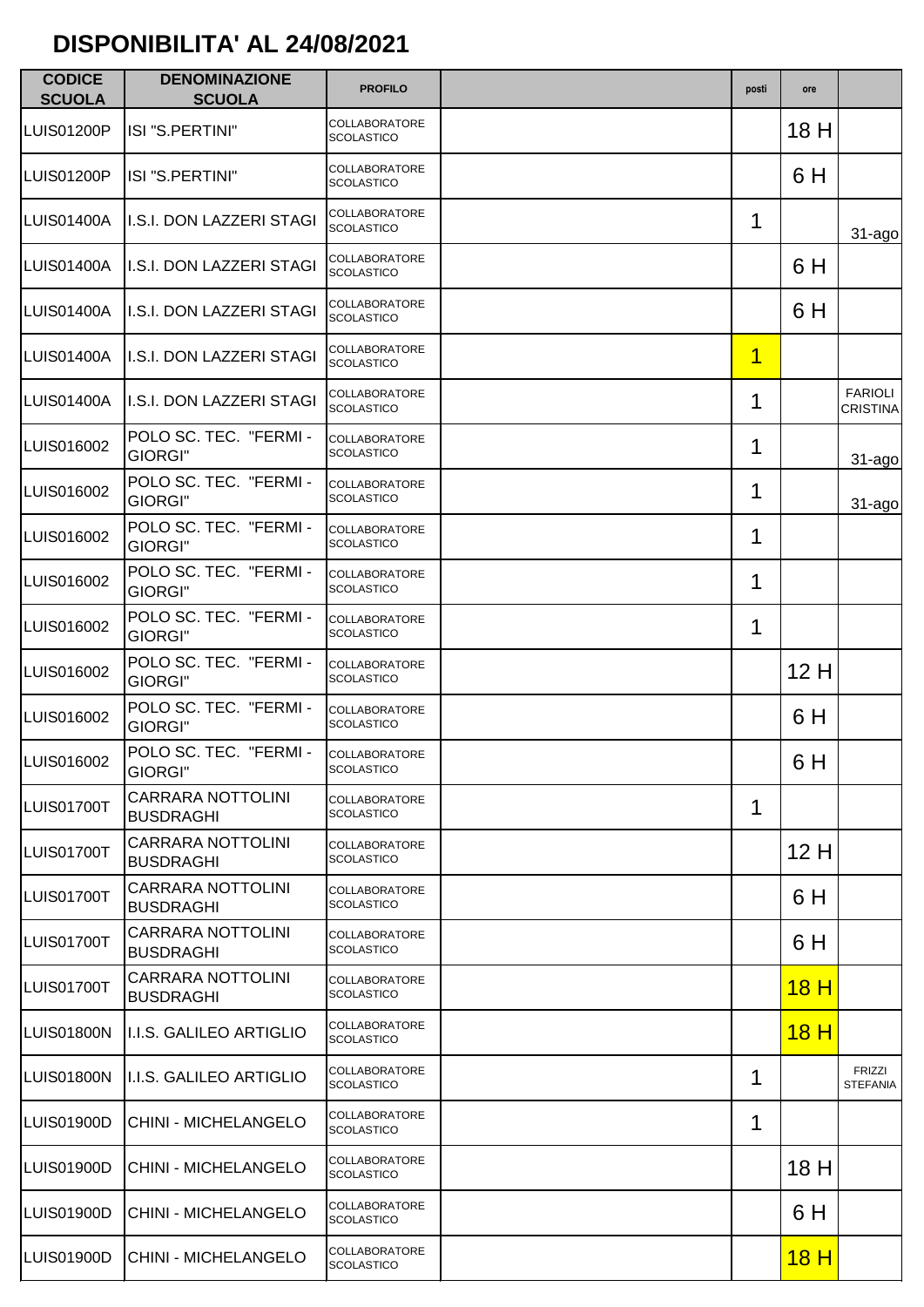## DISPONIBILITA' AL 24/08/2021

| CODICE SCUOLA | DENOMINAZIONE SCUOLA | PROFILO | | posti | ore | |
|---|---|---|---|---|---|---|
| LUIS01200P | ISI "S.PERTINI" | COLLABORATORE SCOLASTICO | | | 18 H | |
| LUIS01200P | ISI "S.PERTINI" | COLLABORATORE SCOLASTICO | | | 6 H | |
| LUIS01400A | I.S.I. DON LAZZERI STAGI | COLLABORATORE SCOLASTICO | | 1 | | 31-ago |
| LUIS01400A | I.S.I. DON LAZZERI STAGI | COLLABORATORE SCOLASTICO | | | 6 H | |
| LUIS01400A | I.S.I. DON LAZZERI STAGI | COLLABORATORE SCOLASTICO | | | 6 H | |
| LUIS01400A | I.S.I. DON LAZZERI STAGI | COLLABORATORE SCOLASTICO | | 1 | | |
| LUIS01400A | I.S.I. DON LAZZERI STAGI | COLLABORATORE SCOLASTICO | | 1 | | FARIOLI CRISTINA |
| LUIS016002 | POLO SC. TEC. "FERMI - GIORGI" | COLLABORATORE SCOLASTICO | | 1 | | 31-ago |
| LUIS016002 | POLO SC. TEC. "FERMI - GIORGI" | COLLABORATORE SCOLASTICO | | 1 | | 31-ago |
| LUIS016002 | POLO SC. TEC. "FERMI - GIORGI" | COLLABORATORE SCOLASTICO | | 1 | | |
| LUIS016002 | POLO SC. TEC. "FERMI - GIORGI" | COLLABORATORE SCOLASTICO | | 1 | | |
| LUIS016002 | POLO SC. TEC. "FERMI - GIORGI" | COLLABORATORE SCOLASTICO | | 1 | | |
| LUIS016002 | POLO SC. TEC. "FERMI - GIORGI" | COLLABORATORE SCOLASTICO | | | 12 H | |
| LUIS016002 | POLO SC. TEC. "FERMI - GIORGI" | COLLABORATORE SCOLASTICO | | | 6 H | |
| LUIS016002 | POLO SC. TEC. "FERMI - GIORGI" | COLLABORATORE SCOLASTICO | | | 6 H | |
| LUIS01700T | CARRARA NOTTOLINI BUSDRAGHI | COLLABORATORE SCOLASTICO | | 1 | | |
| LUIS01700T | CARRARA NOTTOLINI BUSDRAGHI | COLLABORATORE SCOLASTICO | | | 12 H | |
| LUIS01700T | CARRARA NOTTOLINI BUSDRAGHI | COLLABORATORE SCOLASTICO | | | 6 H | |
| LUIS01700T | CARRARA NOTTOLINI BUSDRAGHI | COLLABORATORE SCOLASTICO | | | 6 H | |
| LUIS01700T | CARRARA NOTTOLINI BUSDRAGHI | COLLABORATORE SCOLASTICO | | | 18 H | |
| LUIS01800N | I.I.S. GALILEO ARTIGLIO | COLLABORATORE SCOLASTICO | | | 18 H | |
| LUIS01800N | I.I.S. GALILEO ARTIGLIO | COLLABORATORE SCOLASTICO | | 1 | | FRIZZI STEFANIA |
| LUIS01900D | CHINI - MICHELANGELO | COLLABORATORE SCOLASTICO | | 1 | | |
| LUIS01900D | CHINI - MICHELANGELO | COLLABORATORE SCOLASTICO | | | 18 H | |
| LUIS01900D | CHINI - MICHELANGELO | COLLABORATORE SCOLASTICO | | | 6 H | |
| LUIS01900D | CHINI - MICHELANGELO | COLLABORATORE SCOLASTICO | | | 18 H | |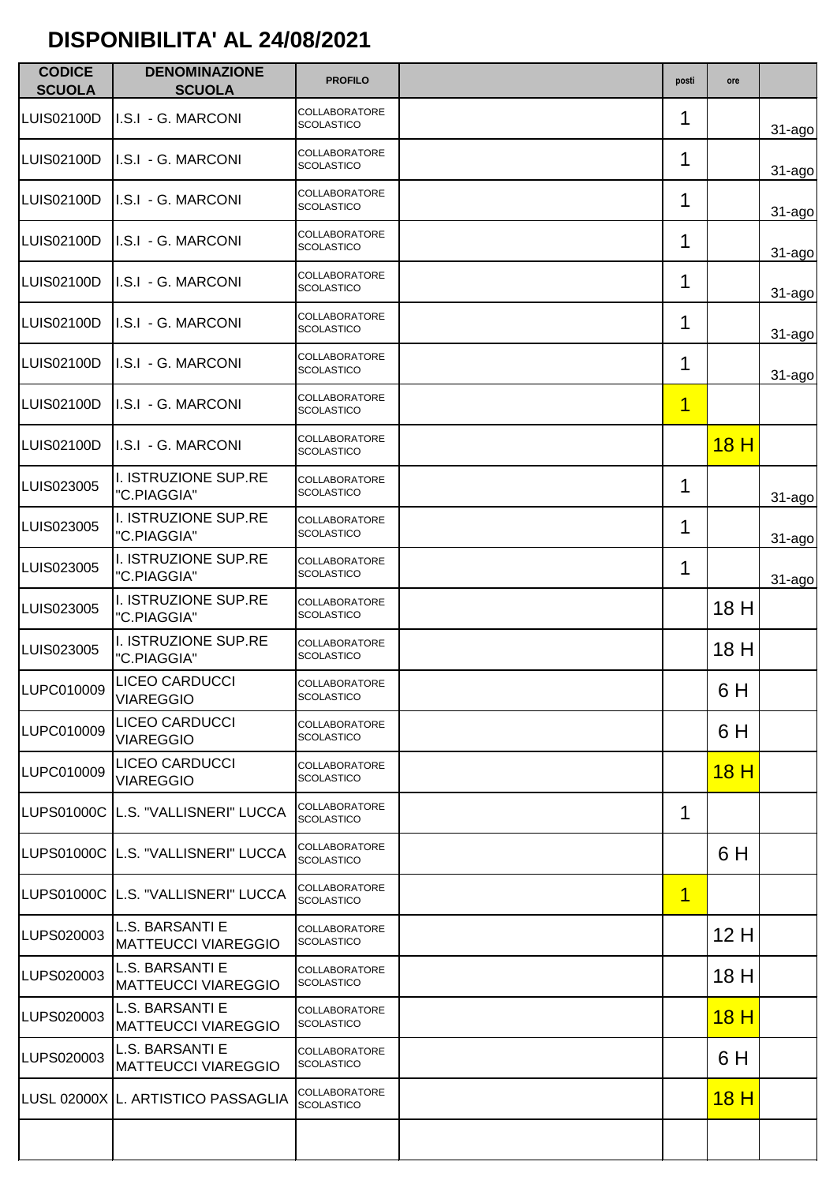## DISPONIBILITA' AL 24/08/2021

| CODICE SCUOLA | DENOMINAZIONE SCUOLA | PROFILO | | posti | ore | |
|---|---|---|---|---|---|---|
| LUIS02100D | I.S.I - G. MARCONI | COLLABORATORE SCOLASTICO | | 1 | | 31-ago |
| LUIS02100D | I.S.I - G. MARCONI | COLLABORATORE SCOLASTICO | | 1 | | 31-ago |
| LUIS02100D | I.S.I - G. MARCONI | COLLABORATORE SCOLASTICO | | 1 | | 31-ago |
| LUIS02100D | I.S.I - G. MARCONI | COLLABORATORE SCOLASTICO | | 1 | | 31-ago |
| LUIS02100D | I.S.I - G. MARCONI | COLLABORATORE SCOLASTICO | | 1 | | 31-ago |
| LUIS02100D | I.S.I - G. MARCONI | COLLABORATORE SCOLASTICO | | 1 | | 31-ago |
| LUIS02100D | I.S.I - G. MARCONI | COLLABORATORE SCOLASTICO | | 1 | | 31-ago |
| LUIS02100D | I.S.I - G. MARCONI | COLLABORATORE SCOLASTICO | | 1 | | |
| LUIS02100D | I.S.I - G. MARCONI | COLLABORATORE SCOLASTICO | | | 18 H | |
| LUIS023005 | I. ISTRUZIONE SUP.RE "C.PIAGGIA" | COLLABORATORE SCOLASTICO | | 1 | | 31-ago |
| LUIS023005 | I. ISTRUZIONE SUP.RE "C.PIAGGIA" | COLLABORATORE SCOLASTICO | | 1 | | 31-ago |
| LUIS023005 | I. ISTRUZIONE SUP.RE "C.PIAGGIA" | COLLABORATORE SCOLASTICO | | 1 | | 31-ago |
| LUIS023005 | I. ISTRUZIONE SUP.RE "C.PIAGGIA" | COLLABORATORE SCOLASTICO | | | 18 H | |
| LUIS023005 | I. ISTRUZIONE SUP.RE "C.PIAGGIA" | COLLABORATORE SCOLASTICO | | | 18 H | |
| LUPC010009 | LICEO CARDUCCI VIAREGGIO | COLLABORATORE SCOLASTICO | | | 6 H | |
| LUPC010009 | LICEO CARDUCCI VIAREGGIO | COLLABORATORE SCOLASTICO | | | 6 H | |
| LUPC010009 | LICEO CARDUCCI VIAREGGIO | COLLABORATORE SCOLASTICO | | | 18 H | |
| LUPS01000C | L.S. "VALLISNERI" LUCCA | COLLABORATORE SCOLASTICO | | 1 | | |
| LUPS01000C | L.S. "VALLISNERI" LUCCA | COLLABORATORE SCOLASTICO | | | 6 H | |
| LUPS01000C | L.S. "VALLISNERI" LUCCA | COLLABORATORE SCOLASTICO | | 1 | | |
| LUPS020003 | L.S. BARSANTI E MATTEUCCI VIAREGGIO | COLLABORATORE SCOLASTICO | | | 12 H | |
| LUPS020003 | L.S. BARSANTI E MATTEUCCI VIAREGGIO | COLLABORATORE SCOLASTICO | | | 18 H | |
| LUPS020003 | L.S. BARSANTI E MATTEUCCI VIAREGGIO | COLLABORATORE SCOLASTICO | | | 18 H | |
| LUPS020003 | L.S. BARSANTI E MATTEUCCI VIAREGGIO | COLLABORATORE SCOLASTICO | | | 6 H | |
| LUSL 02000X | L. ARTISTICO PASSAGLIA | COLLABORATORE SCOLASTICO | | | 18 H | |
| | | | | | | |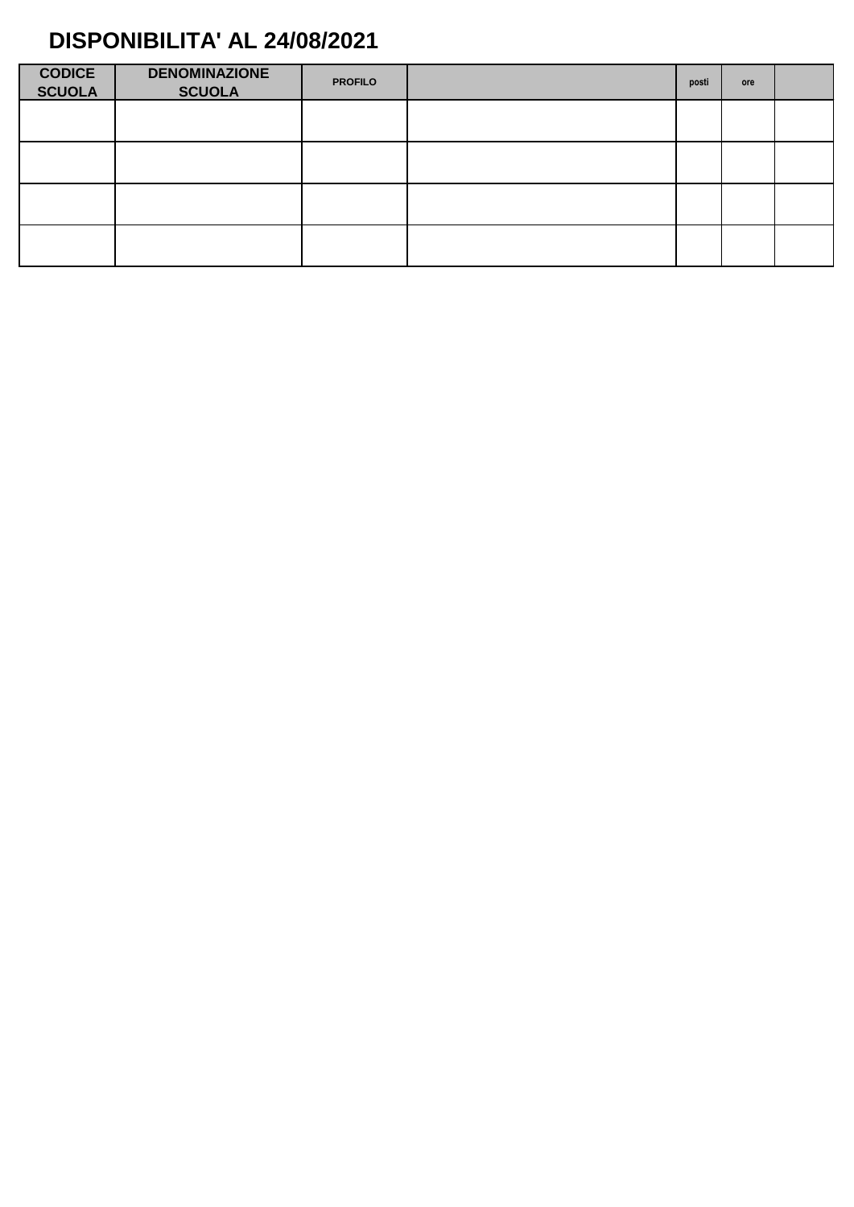# DISPONIBILITA' AL 24/08/2021

| CODICE SCUOLA | DENOMINAZIONE SCUOLA | PROFILO | | posti | ore | |
|---|---|---|---|---|---|---|
| | | | | | | |
| | | | | | | |
| | | | | | | |
| | | | | | | |